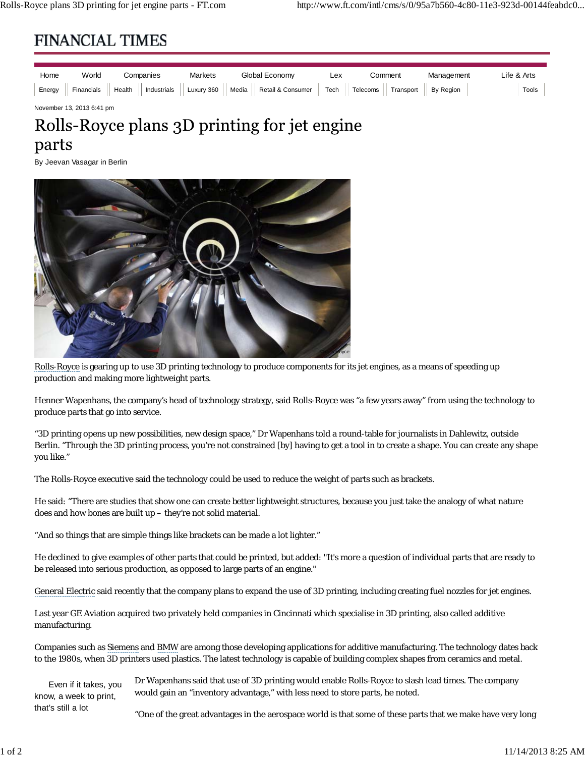# Rolls-Royce plans 3D printing for jet engine parts

November 13, 2013 6:41 pm

By Jeevan Vasagar in Berlin

Rolls-Royce is gearing up to use 3D printing technology to produce components for its jet engines, as a means of speeding up production and making more lightweight parts.

Henner Wapenhans, the company's head of technology strategy, said Rolls-Royce was "a few years away" from using the technology to produce parts that go into service.

"3D printing opens up new possibilities, new design space," Dr Wapenhans told a round-table for journalists in Dahlewitz, outside Berlin. "Through the 3D printing process, you're not constrained [by] having to get a tool in to create a shape. You can create any shape you like."

The Rolls-Royce executive said the technology could be used to reduce the weight of parts such as brackets.

He said: "There are studies that show one can create better lightweight structures, because you just take the analogy of what nature does and how bones are built up – they're not solid material.

"And so things that are simple things like brackets can be made a lot lighter."

He declined to give examples of other parts that could be printed, but added: "It's more a question of individual parts that are ready to be released into serious production, as opposed to large parts of an engine."

General Electric said recently that the company plans to expand the use of 3D printing, including creating fuel nozzles for jet engines.

Last year GE Aviation acquired two privately held companies in Cincinnati which specialise in 3D printing, also called additive manufacturing.

Companies such as Siemens and BMW are among those developing applications for additive manufacturing. The technology dates back to the 1980s, when 3D printers used plastics. The latest technology is capable of building complex shapes from ceramics and metal.

> Even if it takes, you know, a week to print, that's still a lot

Dr Wapenhans said that use of 3D printing would enable Rolls-Royce to slash lead times. The company would gain an "inventory advantage," with less need to store parts, he noted.

"One of the great advantages in the aerospace world is that some of these parts that we make have very long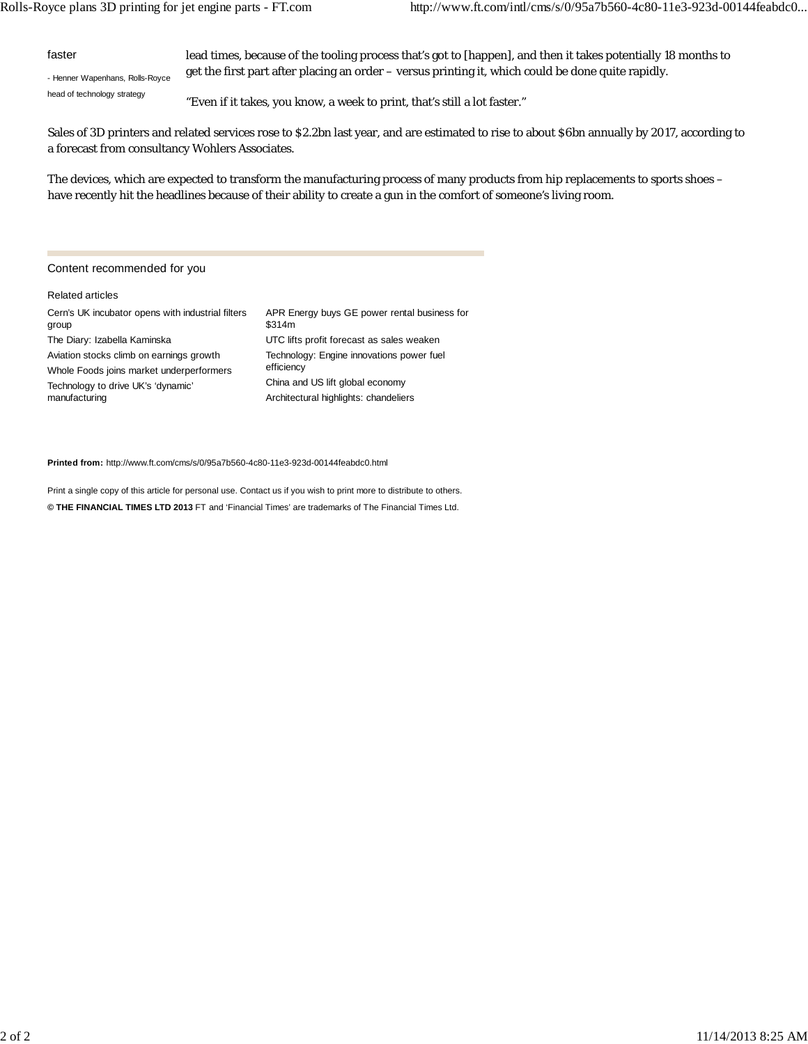faster

- Henner Wapenhans, Rolls-Royce head of technology strategy

lead times, because of the tooling process that's got to [happen], and then it takes potentially 18 months to get the first part after placing an order – versus printing it, which could be done quite rapidly.

"Even if it takes, you know, a week to print, that's still a lot faster."

Sales of 3D printers and related services rose to $2.2bn last year, and are estimated to rise to about $6bn annually by 2017, according to a forecast from consultancy Wohlers Associates.

The devices, which are expected to transform the manufacturing process of many products from hip replacements to sports shoes – have recently hit the headlines because of their ability to create a gun in the comfort of someone's living room.

Content recommended for you

Related articles

- Cern's UK incubator opens with industrial filters group
- The Diary: Izabella Kaminska
- Aviation stocks climb on earnings growth
- Whole Foods joins market underperformers
- Technology to drive UK's 'dynamic' manufacturing
- APR Energy buys GE power rental business for $314m
- UTC lifts profit forecast as sales weaken
- Technology: Engine innovations power fuel efficiency
- China and US lift global economy
- Architectural highlights: chandeliers

**Printed from:** http://www.ft.com/cms/s/0/95a7b560-4c80-11e3-923d-00144feabdc0.html

Print a single copy of this article for personal use. Contact us if you wish to print more to distribute to others.

**© THE FINANCIAL TIMES LTD 2013** FT and 'Financial Times' are trademarks of The Financial Times Ltd.